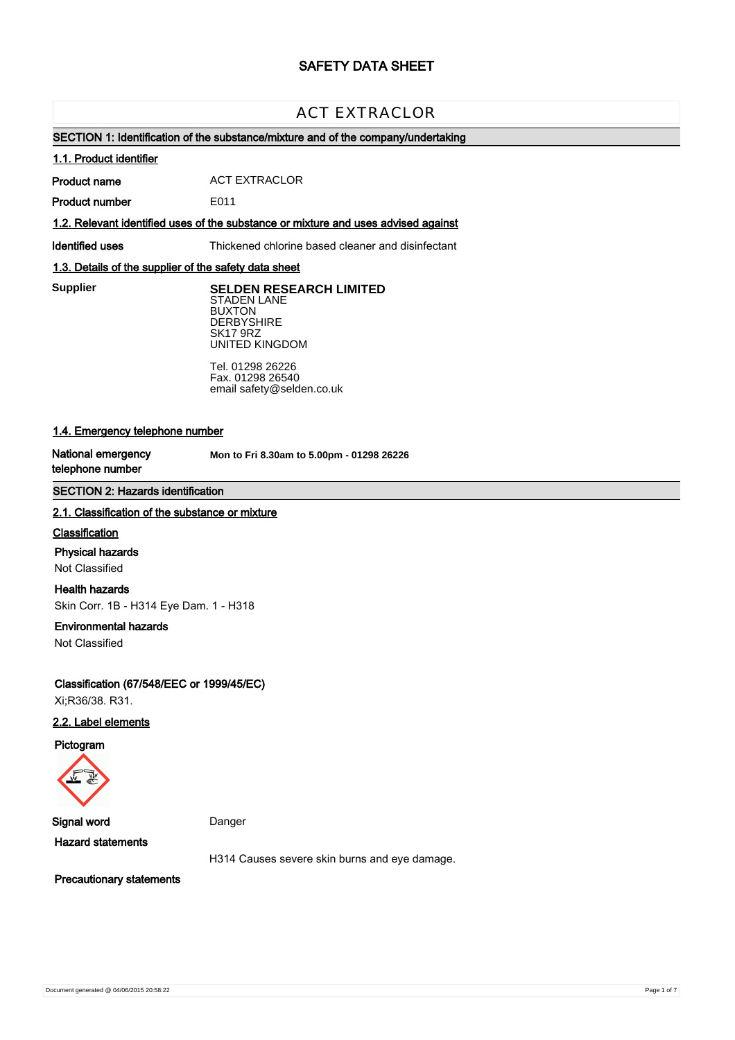# SAFETY DATA SHEET

## ACT EXTRACLOR

### SECTION 1: Identification of the substance/mixture and of the company/undertaking

#### 1.1. Product identifier

**Product name** ACT EXTRACLOR

**Product number** E011

#### 1.2. Relevant identified uses of the substance or mixture and uses advised against

**Identified uses** Thickened chlorine based cleaner and disinfectant

#### 1.3. Details of the supplier of the safety data sheet

**Supplier**

**SELDEN RESEARCH LIMITED**
STADEN LANE
BUXTON
DERBYSHIRE
SK17 9RZ
UNITED KINGDOM

Tel. 01298 26226
Fax. 01298 26540
email safety@selden.co.uk

#### 1.4. Emergency telephone number

**National emergency telephone number** **Mon to Fri 8.30am to 5.00pm - 01298 26226**

### SECTION 2: Hazards identification

#### 2.1. Classification of the substance or mixture

**Classification**

**Physical hazards**
Not Classified

**Health hazards**
Skin Corr. 1B - H314 Eye Dam. 1 - H318

**Environmental hazards**
Not Classified

**Classification (67/548/EEC or 1999/45/EC)**
Xi;R36/38. R31.

#### 2.2. Label elements

**Pictogram**

**Signal word** Danger

**Hazard statements**

H314 Causes severe skin burns and eye damage.

**Precautionary statements**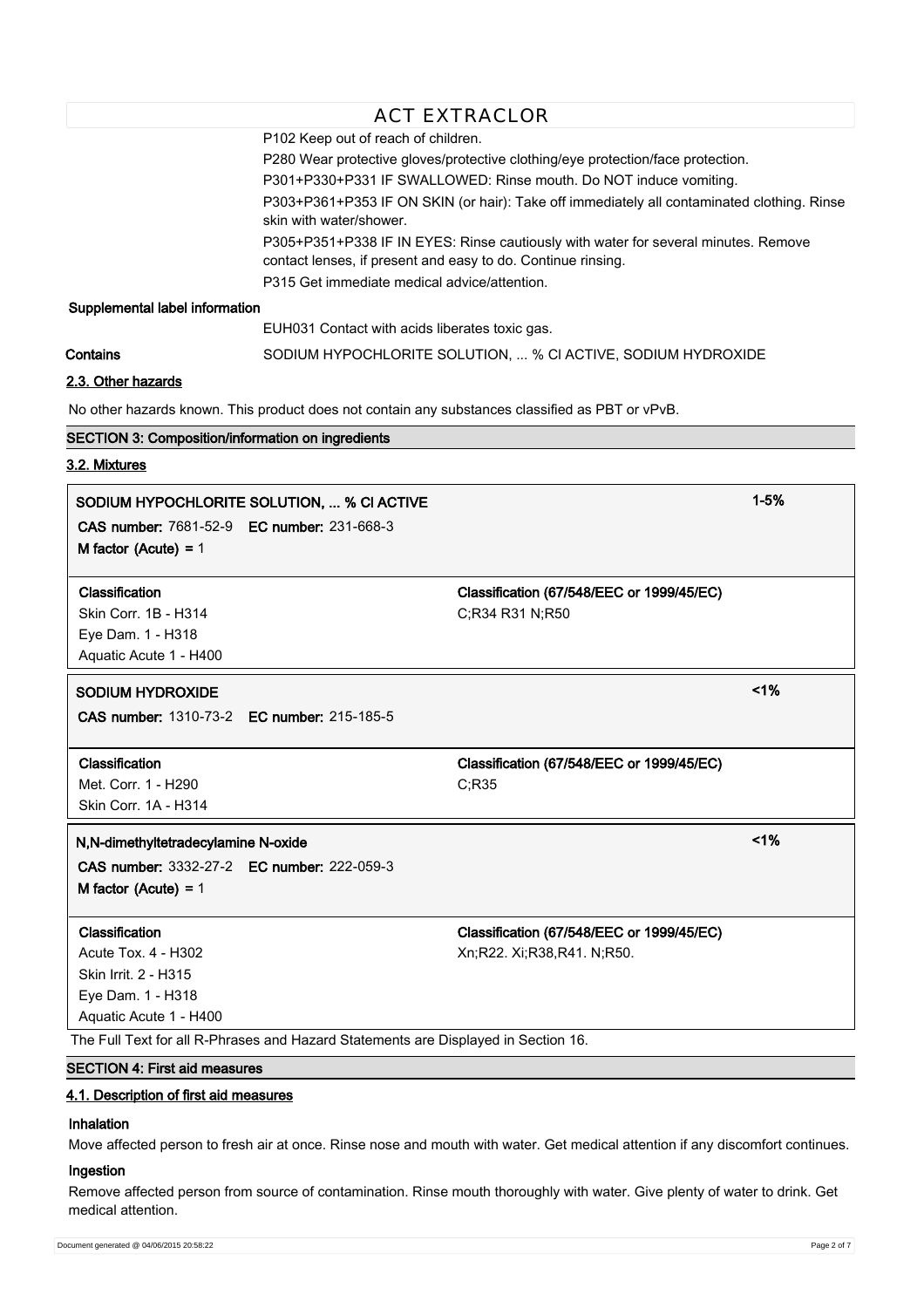P102 Keep out of reach of children.

P280 Wear protective gloves/protective clothing/eye protection/face protection.

P301+P330+P331 IF SWALLOWED: Rinse mouth. Do NOT induce vomiting.

P303+P361+P353 IF ON SKIN (or hair): Take off immediately all contaminated clothing. Rinse skin with water/shower.

P305+P351+P338 IF IN EYES: Rinse cautiously with water for several minutes. Remove contact lenses, if present and easy to do. Continue rinsing.

P315 Get immediate medical advice/attention.

**Supplemental label information**

EUH031 Contact with acids liberates toxic gas.

**Contains** SODIUM HYPOCHLORITE SOLUTION, ... % Cl ACTIVE, SODIUM HYDROXIDE

### 2.3. Other hazards

No other hazards known. This product does not contain any substances classified as PBT or vPvB.

## SECTION 3: Composition/information on ingredients

### 3.2. Mixtures

| **SODIUM HYPOCHLORITE SOLUTION, ... % Cl ACTIVE** | | **1-5%** |
|---|---|---|
| **CAS number:** 7681-52-9 **EC number:** 231-668-3 | | |
| **M factor (Acute)** = 1 | | |
| **Classification** | **Classification (67/548/EEC or 1999/45/EC)** | |
| Skin Corr. 1B - H314<br>Eye Dam. 1 - H318<br>Aquatic Acute 1 - H400 | C;R34 R31 N;R50 | |

| **SODIUM HYDROXIDE** | | **<1%** |
|---|---|---|
| **CAS number:** 1310-73-2 **EC number:** 215-185-5 | | |
| **Classification** | **Classification (67/548/EEC or 1999/45/EC)** | |
| Met. Corr. 1 - H290<br>Skin Corr. 1A - H314 | C;R35 | |

| **N,N-dimethyltetradecylamine N-oxide** | | **<1%** |
|---|---|---|
| **CAS number:** 3332-27-2 **EC number:** 222-059-3 | | |
| **M factor (Acute)** = 1 | | |
| **Classification** | **Classification (67/548/EEC or 1999/45/EC)** | |
| Acute Tox. 4 - H302<br>Skin Irrit. 2 - H315<br>Eye Dam. 1 - H318<br>Aquatic Acute 1 - H400 | Xn;R22. Xi;R38,R41. N;R50. | |

The Full Text for all R-Phrases and Hazard Statements are Displayed in Section 16.

## SECTION 4: First aid measures

### 4.1. Description of first aid measures

**Inhalation**

Move affected person to fresh air at once. Rinse nose and mouth with water. Get medical attention if any discomfort continues.

**Ingestion**

Remove affected person from source of contamination. Rinse mouth thoroughly with water. Give plenty of water to drink. Get medical attention.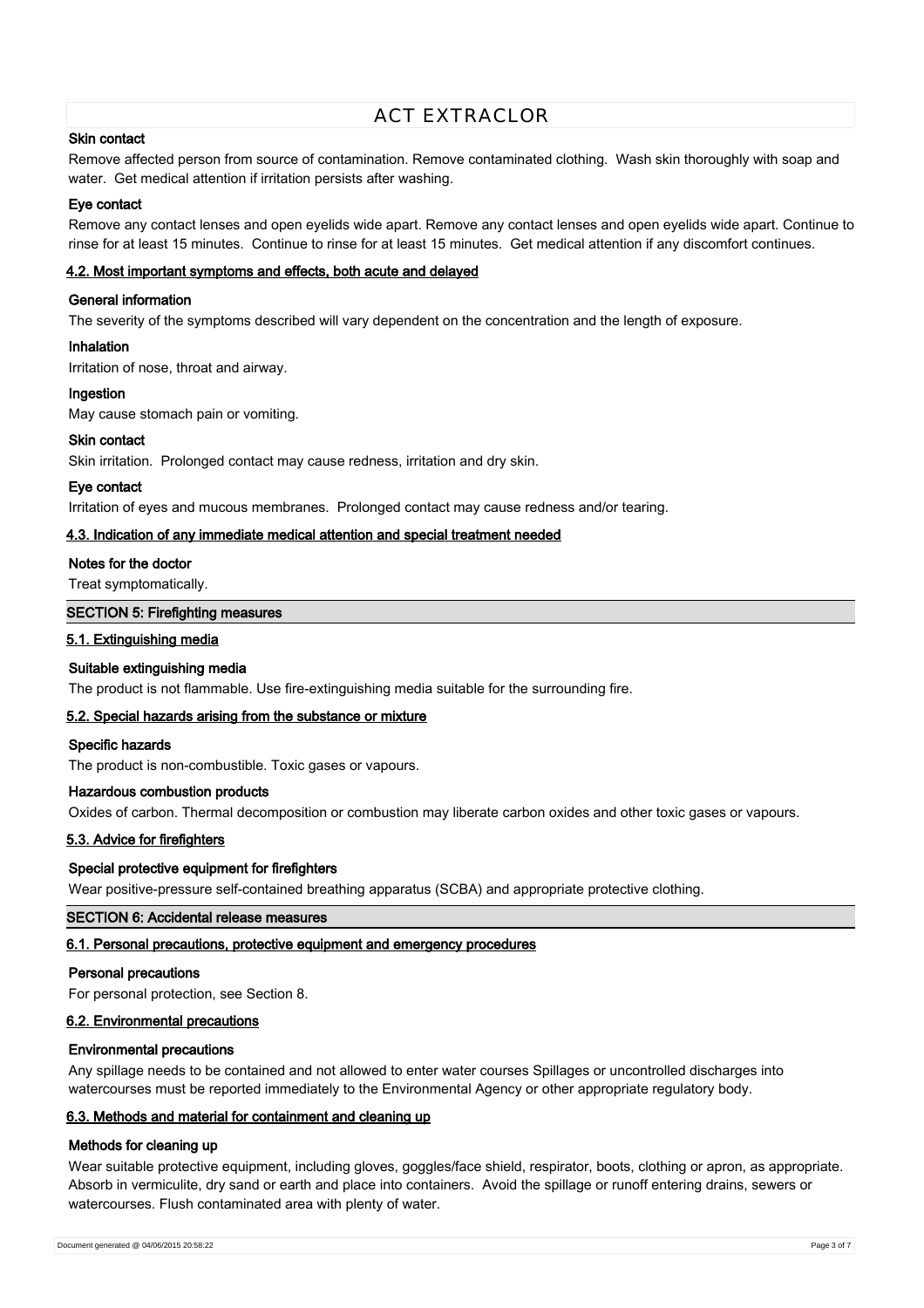#### Skin contact

Remove affected person from source of contamination. Remove contaminated clothing. Wash skin thoroughly with soap and water. Get medical attention if irritation persists after washing.

#### Eye contact

Remove any contact lenses and open eyelids wide apart. Remove any contact lenses and open eyelids wide apart. Continue to rinse for at least 15 minutes. Continue to rinse for at least 15 minutes. Get medical attention if any discomfort continues.

### 4.2. Most important symptoms and effects, both acute and delayed

#### General information

The severity of the symptoms described will vary dependent on the concentration and the length of exposure.

#### Inhalation

Irritation of nose, throat and airway.

#### Ingestion

May cause stomach pain or vomiting.

#### Skin contact

Skin irritation. Prolonged contact may cause redness, irritation and dry skin.

#### Eye contact

Irritation of eyes and mucous membranes. Prolonged contact may cause redness and/or tearing.

### 4.3. Indication of any immediate medical attention and special treatment needed

#### Notes for the doctor

Treat symptomatically.

## SECTION 5: Firefighting measures

### 5.1. Extinguishing media

#### Suitable extinguishing media

The product is not flammable. Use fire-extinguishing media suitable for the surrounding fire.

### 5.2. Special hazards arising from the substance or mixture

#### Specific hazards

The product is non-combustible. Toxic gases or vapours.

#### Hazardous combustion products

Oxides of carbon. Thermal decomposition or combustion may liberate carbon oxides and other toxic gases or vapours.

### 5.3. Advice for firefighters

#### Special protective equipment for firefighters

Wear positive-pressure self-contained breathing apparatus (SCBA) and appropriate protective clothing.

## SECTION 6: Accidental release measures

### 6.1. Personal precautions, protective equipment and emergency procedures

#### Personal precautions

For personal protection, see Section 8.

### 6.2. Environmental precautions

#### Environmental precautions

Any spillage needs to be contained and not allowed to enter water courses Spillages or uncontrolled discharges into watercourses must be reported immediately to the Environmental Agency or other appropriate regulatory body.

### 6.3. Methods and material for containment and cleaning up

#### Methods for cleaning up

Wear suitable protective equipment, including gloves, goggles/face shield, respirator, boots, clothing or apron, as appropriate. Absorb in vermiculite, dry sand or earth and place into containers. Avoid the spillage or runoff entering drains, sewers or watercourses. Flush contaminated area with plenty of water.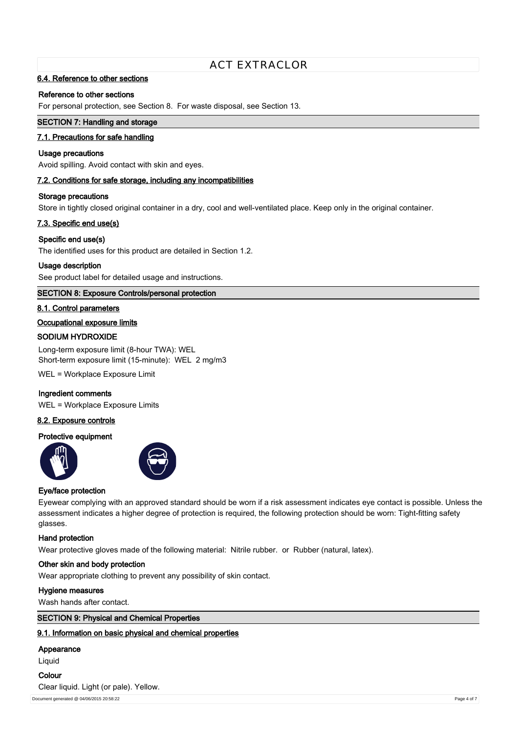### 6.4. Reference to other sections

**Reference to other sections**

For personal protection, see Section 8. For waste disposal, see Section 13.

## SECTION 7: Handling and storage

### 7.1. Precautions for safe handling

**Usage precautions**

Avoid spilling. Avoid contact with skin and eyes.

### 7.2. Conditions for safe storage, including any incompatibilities

**Storage precautions**

Store in tightly closed original container in a dry, cool and well-ventilated place. Keep only in the original container.

### 7.3. Specific end use(s)

**Specific end use(s)**

The identified uses for this product are detailed in Section 1.2.

**Usage description**

See product label for detailed usage and instructions.

## SECTION 8: Exposure Controls/personal protection

### 8.1. Control parameters

**Occupational exposure limits**

**SODIUM HYDROXIDE**

Long-term exposure limit (8-hour TWA): WEL
Short-term exposure limit (15-minute): WEL 2 mg/m3

WEL = Workplace Exposure Limit

**Ingredient comments**

WEL = Workplace Exposure Limits

### 8.2. Exposure controls

**Protective equipment**

**Eye/face protection**

Eyewear complying with an approved standard should be worn if a risk assessment indicates eye contact is possible. Unless the assessment indicates a higher degree of protection is required, the following protection should be worn: Tight-fitting safety glasses.

**Hand protection**

Wear protective gloves made of the following material: Nitrile rubber. or Rubber (natural, latex).

**Other skin and body protection**

Wear appropriate clothing to prevent any possibility of skin contact.

**Hygiene measures**

Wash hands after contact.

## SECTION 9: Physical and Chemical Properties

### 9.1. Information on basic physical and chemical properties

**Appearance**

Liquid

**Colour**

Clear liquid. Light (or pale). Yellow.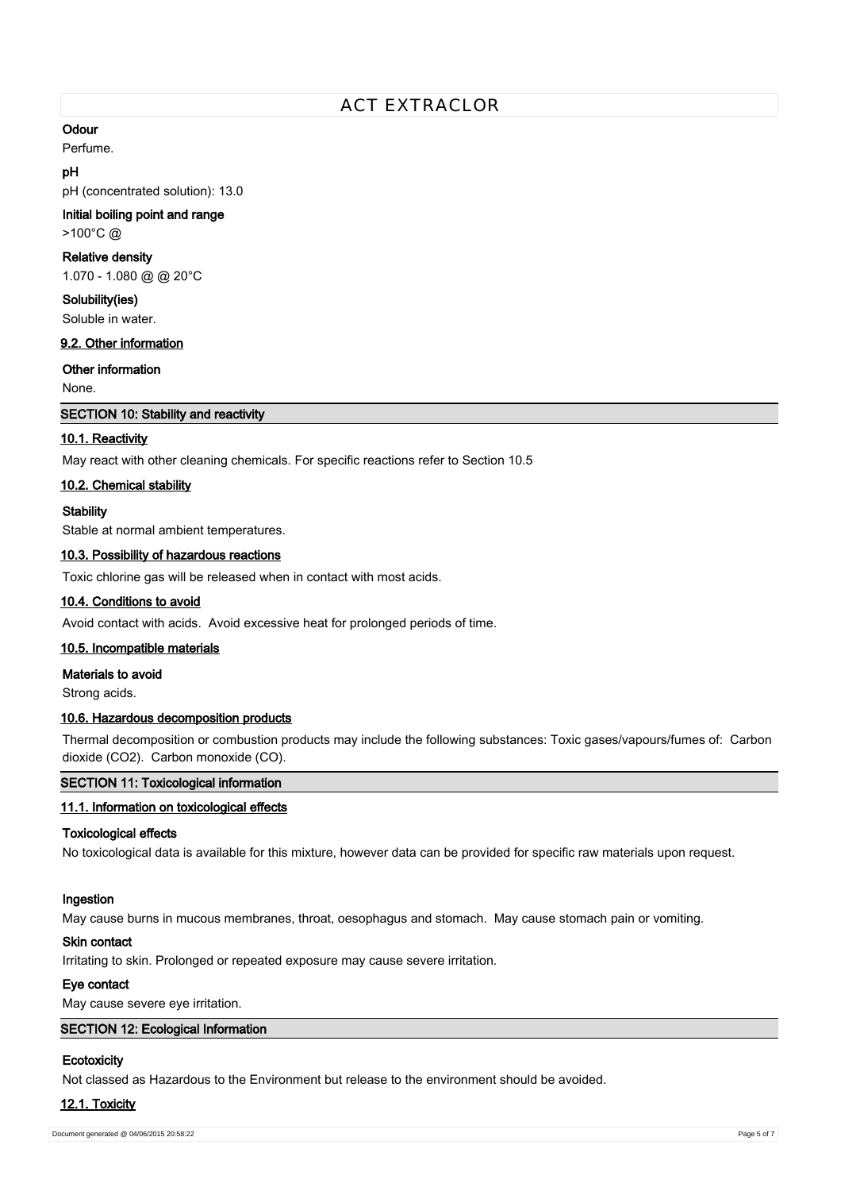**Odour**

Perfume.

**pH**

pH (concentrated solution): 13.0

**Initial boiling point and range**

>100°C @

**Relative density**

1.070 - 1.080 @ @ 20°C

**Solubility(ies)**

Soluble in water.

### 9.2. Other information

**Other information**

None.

## SECTION 10: Stability and reactivity

### 10.1. Reactivity

May react with other cleaning chemicals. For specific reactions refer to Section 10.5

### 10.2. Chemical stability

**Stability**

Stable at normal ambient temperatures.

### 10.3. Possibility of hazardous reactions

Toxic chlorine gas will be released when in contact with most acids.

### 10.4. Conditions to avoid

Avoid contact with acids. Avoid excessive heat for prolonged periods of time.

### 10.5. Incompatible materials

**Materials to avoid**

Strong acids.

### 10.6. Hazardous decomposition products

Thermal decomposition or combustion products may include the following substances: Toxic gases/vapours/fumes of: Carbon dioxide ($CO_2$). Carbon monoxide (CO).

## SECTION 11: Toxicological information

### 11.1. Information on toxicological effects

**Toxicological effects**

No toxicological data is available for this mixture, however data can be provided for specific raw materials upon request.

**Ingestion**

May cause burns in mucous membranes, throat, oesophagus and stomach. May cause stomach pain or vomiting.

**Skin contact**

Irritating to skin. Prolonged or repeated exposure may cause severe irritation.

**Eye contact**

May cause severe eye irritation.

## SECTION 12: Ecological Information

**Ecotoxicity**

Not classed as Hazardous to the Environment but release to the environment should be avoided.

### 12.1. Toxicity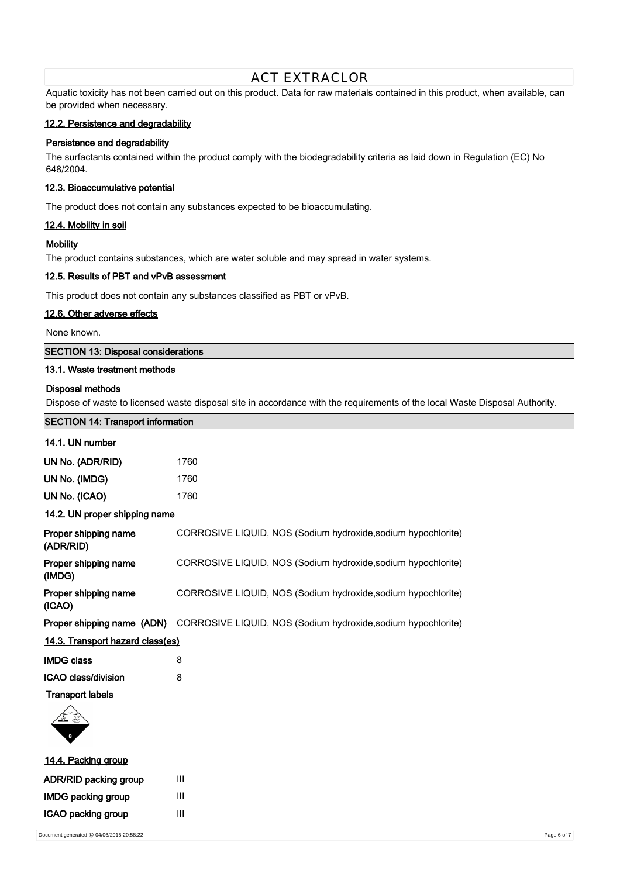Aquatic toxicity has not been carried out on this product. Data for raw materials contained in this product, when available, can be provided when necessary.

### 12.2. Persistence and degradability

**Persistence and degradability**

The surfactants contained within the product comply with the biodegradability criteria as laid down in Regulation (EC) No 648/2004.

### 12.3. Bioaccumulative potential

The product does not contain any substances expected to be bioaccumulating.

### 12.4. Mobility in soil

**Mobility**

The product contains substances, which are water soluble and may spread in water systems.

### 12.5. Results of PBT and vPvB assessment

This product does not contain any substances classified as PBT or vPvB.

### 12.6. Other adverse effects

None known.

## SECTION 13: Disposal considerations

### 13.1. Waste treatment methods

**Disposal methods**

Dispose of waste to licensed waste disposal site in accordance with the requirements of the local Waste Disposal Authority.

## SECTION 14: Transport information

### 14.1. UN number

| | |
|---|---|
| **UN No. (ADR/RID)** | 1760 |
| **UN No. (IMDG)** | 1760 |
| **UN No. (ICAO)** | 1760 |

### 14.2. UN proper shipping name

| | |
|---|---|
| **Proper shipping name (ADR/RID)** | CORROSIVE LIQUID, NOS (Sodium hydroxide,sodium hypochlorite) |
| **Proper shipping name (IMDG)** | CORROSIVE LIQUID, NOS (Sodium hydroxide,sodium hypochlorite) |
| **Proper shipping name (ICAO)** | CORROSIVE LIQUID, NOS (Sodium hydroxide,sodium hypochlorite) |
| **Proper shipping name (ADN)** | CORROSIVE LIQUID, NOS (Sodium hydroxide,sodium hypochlorite) |

### 14.3. Transport hazard class(es)

| | |
|---|---|
| **IMDG class** | 8 |
| **ICAO class/division** | 8 |

**Transport labels**

### 14.4. Packing group

| | |
|---|---|
| **ADR/RID packing group** | III |
| **IMDG packing group** | III |
| **ICAO packing group** | III |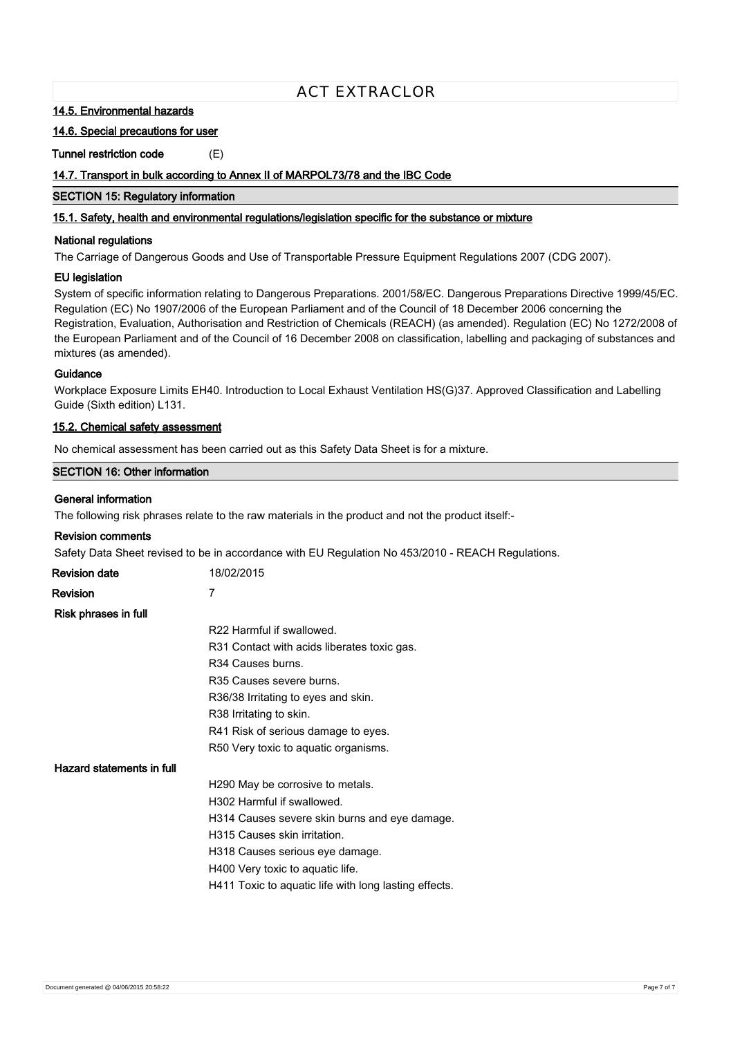## 14.5. Environmental hazards

## 14.6. Special precautions for user

**Tunnel restriction code** (E)

## 14.7. Transport in bulk according to Annex II of MARPOL73/78 and the IBC Code

# SECTION 15: Regulatory information

## 15.1. Safety, health and environmental regulations/legislation specific for the substance or mixture

### National regulations

The Carriage of Dangerous Goods and Use of Transportable Pressure Equipment Regulations 2007 (CDG 2007).

### EU legislation

System of specific information relating to Dangerous Preparations. 2001/58/EC. Dangerous Preparations Directive 1999/45/EC. Regulation (EC) No 1907/2006 of the European Parliament and of the Council of 18 December 2006 concerning the Registration, Evaluation, Authorisation and Restriction of Chemicals (REACH) (as amended). Regulation (EC) No 1272/2008 of the European Parliament and of the Council of 16 December 2008 on classification, labelling and packaging of substances and mixtures (as amended).

### Guidance

Workplace Exposure Limits EH40. Introduction to Local Exhaust Ventilation HS(G)37. Approved Classification and Labelling Guide (Sixth edition) L131.

## 15.2. Chemical safety assessment

No chemical assessment has been carried out as this Safety Data Sheet is for a mixture.

# SECTION 16: Other information

### General information

The following risk phrases relate to the raw materials in the product and not the product itself:-

### Revision comments

Safety Data Sheet revised to be in accordance with EU Regulation No 453/2010 - REACH Regulations.

**Revision date** 18/02/2015

**Revision** 7

**Risk phrases in full**

R22 Harmful if swallowed.
R31 Contact with acids liberates toxic gas.
R34 Causes burns.
R35 Causes severe burns.
R36/38 Irritating to eyes and skin.
R38 Irritating to skin.
R41 Risk of serious damage to eyes.
R50 Very toxic to aquatic organisms.

**Hazard statements in full**

H290 May be corrosive to metals.
H302 Harmful if swallowed.
H314 Causes severe skin burns and eye damage.
H315 Causes skin irritation.
H318 Causes serious eye damage.
H400 Very toxic to aquatic life.
H411 Toxic to aquatic life with long lasting effects.